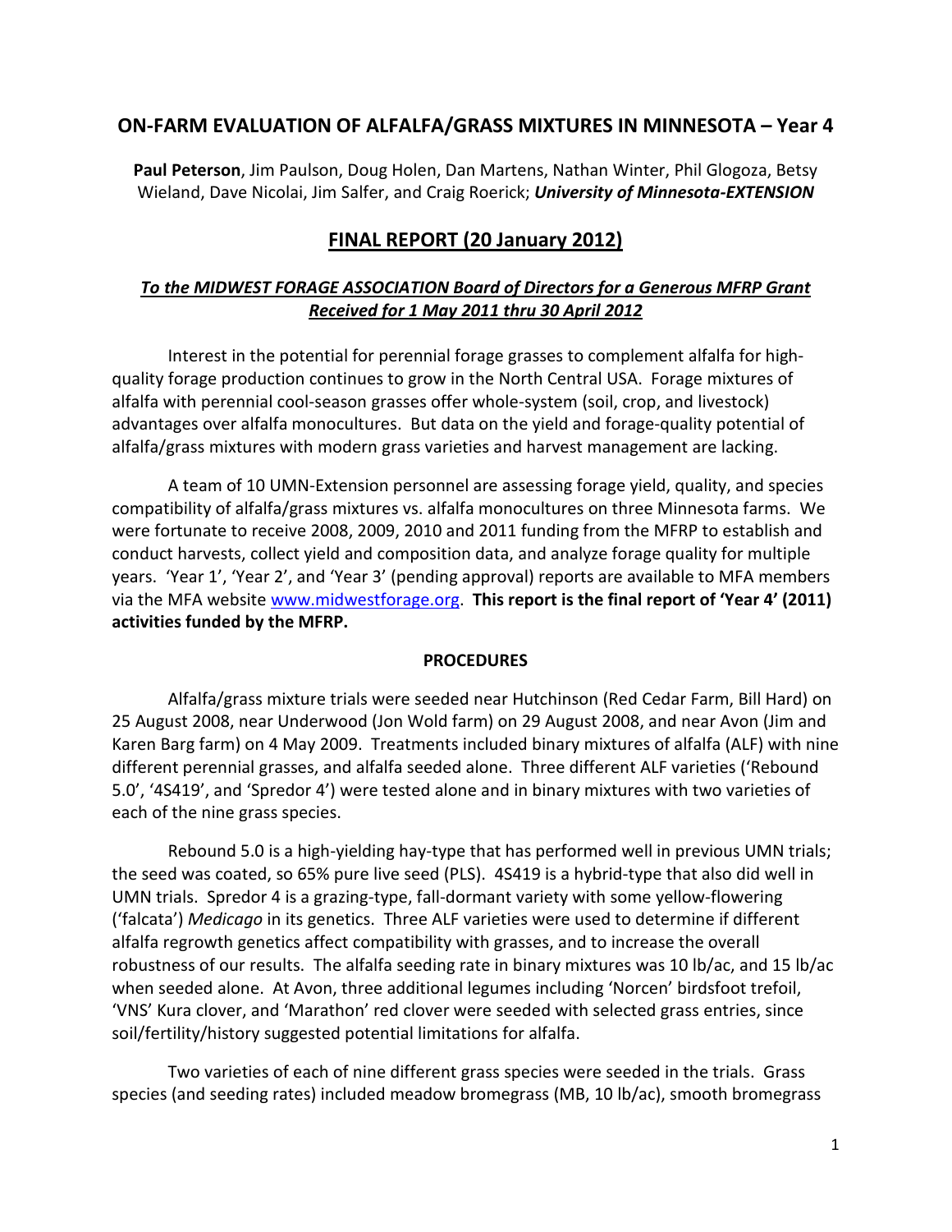# ON-FARM EVALUATION OF ALFALFA/GRASS MIXTURES IN MINNESOTA – Year 4

**Paul Peterson**, Jim Paulson, Doug Holen, Dan Martens, Nathan Winter, Phil Glogoza, Betsy Wieland, Dave Nicolai, Jim Salfer, and Craig Roerick; ***University of Minnesota-EXTENSION***

## FINAL REPORT (20 January 2012)

### *To the MIDWEST FORAGE ASSOCIATION Board of Directors for a Generous MFRP Grant Received for 1 May 2011 thru 30 April 2012*

Interest in the potential for perennial forage grasses to complement alfalfa for high-quality forage production continues to grow in the North Central USA. Forage mixtures of alfalfa with perennial cool-season grasses offer whole-system (soil, crop, and livestock) advantages over alfalfa monocultures. But data on the yield and forage-quality potential of alfalfa/grass mixtures with modern grass varieties and harvest management are lacking.

A team of 10 UMN-Extension personnel are assessing forage yield, quality, and species compatibility of alfalfa/grass mixtures vs. alfalfa monocultures on three Minnesota farms. We were fortunate to receive 2008, 2009, 2010 and 2011 funding from the MFRP to establish and conduct harvests, collect yield and composition data, and analyze forage quality for multiple years. 'Year 1', 'Year 2', and 'Year 3' (pending approval) reports are available to MFA members via the MFA website www.midwestforage.org. **This report is the final report of 'Year 4' (2011) activities funded by the MFRP.**

**PROCEDURES**

Alfalfa/grass mixture trials were seeded near Hutchinson (Red Cedar Farm, Bill Hard) on 25 August 2008, near Underwood (Jon Wold farm) on 29 August 2008, and near Avon (Jim and Karen Barg farm) on 4 May 2009. Treatments included binary mixtures of alfalfa (ALF) with nine different perennial grasses, and alfalfa seeded alone. Three different ALF varieties ('Rebound 5.0', '4S419', and 'Spredor 4') were tested alone and in binary mixtures with two varieties of each of the nine grass species.

Rebound 5.0 is a high-yielding hay-type that has performed well in previous UMN trials; the seed was coated, so 65% pure live seed (PLS). 4S419 is a hybrid-type that also did well in UMN trials. Spredor 4 is a grazing-type, fall-dormant variety with some yellow-flowering ('falcata') *Medicago* in its genetics. Three ALF varieties were used to determine if different alfalfa regrowth genetics affect compatibility with grasses, and to increase the overall robustness of our results. The alfalfa seeding rate in binary mixtures was 10 lb/ac, and 15 lb/ac when seeded alone. At Avon, three additional legumes including 'Norcen' birdsfoot trefoil, 'VNS' Kura clover, and 'Marathon' red clover were seeded with selected grass entries, since soil/fertility/history suggested potential limitations for alfalfa.

Two varieties of each of nine different grass species were seeded in the trials. Grass species (and seeding rates) included meadow bromegrass (MB, 10 lb/ac), smooth bromegrass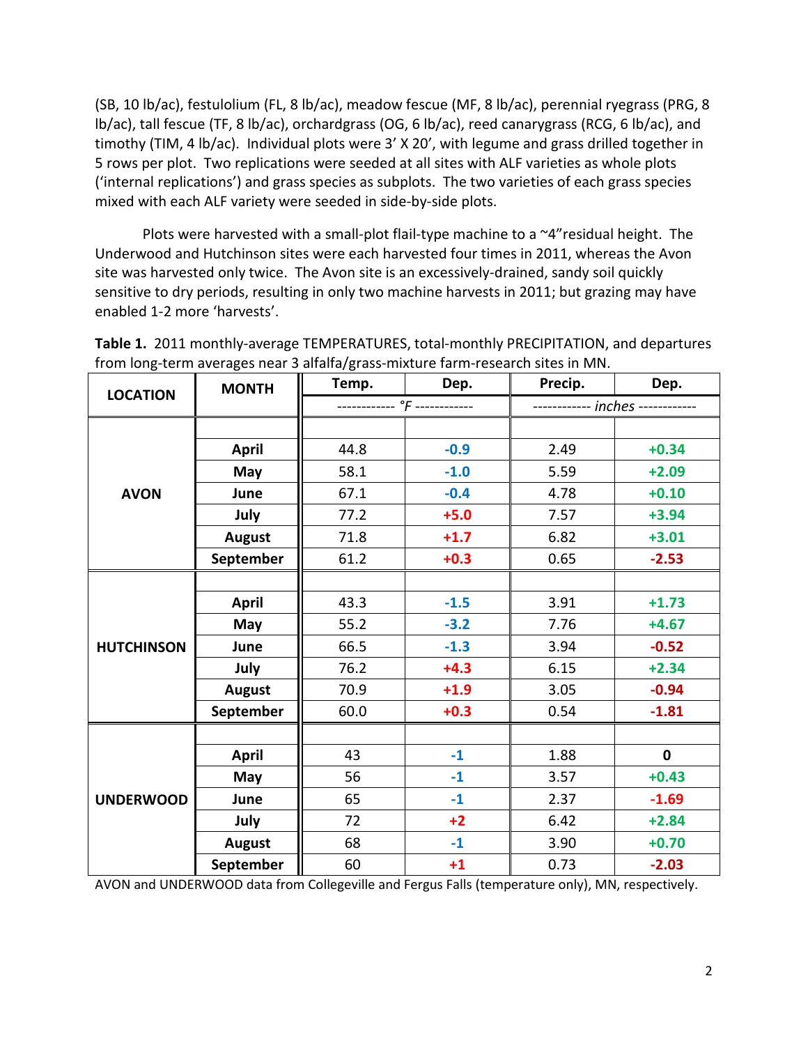(SB, 10 lb/ac), festulolium (FL, 8 lb/ac), meadow fescue (MF, 8 lb/ac), perennial ryegrass (PRG, 8 lb/ac), tall fescue (TF, 8 lb/ac), orchardgrass (OG, 6 lb/ac), reed canarygrass (RCG, 6 lb/ac), and timothy (TIM, 4 lb/ac). Individual plots were 3' X 20', with legume and grass drilled together in 5 rows per plot. Two replications were seeded at all sites with ALF varieties as whole plots ('internal replications') and grass species as subplots. The two varieties of each grass species mixed with each ALF variety were seeded in side-by-side plots.

Plots were harvested with a small-plot flail-type machine to a ~4"residual height. The Underwood and Hutchinson sites were each harvested four times in 2011, whereas the Avon site was harvested only twice. The Avon site is an excessively-drained, sandy soil quickly sensitive to dry periods, resulting in only two machine harvests in 2011; but grazing may have enabled 1-2 more 'harvests'.

**Table 1.** 2011 monthly-average TEMPERATURES, total-monthly PRECIPITATION, and departures from long-term averages near 3 alfalfa/grass-mixture farm-research sites in MN.

| LOCATION | MONTH | Temp. | Dep. | Precip. | Dep. |
|---|---|---|---|---|---|
| | | ------------ °F ------------ | | ------------ *inches* ------------ | |
| **AVON** | **April** | 44.8 | -0.9 | 2.49 | +0.34 |
| | **May** | 58.1 | -1.0 | 5.59 | +2.09 |
| | **June** | 67.1 | -0.4 | 4.78 | +0.10 |
| | **July** | 77.2 | +5.0 | 7.57 | +3.94 |
| | **August** | 71.8 | +1.7 | 6.82 | +3.01 |
| | **September** | 61.2 | +0.3 | 0.65 | -2.53 |
| **HUTCHINSON** | **April** | 43.3 | -1.5 | 3.91 | +1.73 |
| | **May** | 55.2 | -3.2 | 7.76 | +4.67 |
| | **June** | 66.5 | -1.3 | 3.94 | -0.52 |
| | **July** | 76.2 | +4.3 | 6.15 | +2.34 |
| | **August** | 70.9 | +1.9 | 3.05 | -0.94 |
| | **September** | 60.0 | +0.3 | 0.54 | -1.81 |
| **UNDERWOOD** | **April** | 43 | -1 | 1.88 | 0 |
| | **May** | 56 | -1 | 3.57 | +0.43 |
| | **June** | 65 | -1 | 2.37 | -1.69 |
| | **July** | 72 | +2 | 6.42 | +2.84 |
| | **August** | 68 | -1 | 3.90 | +0.70 |
| | **September** | 60 | +1 | 0.73 | -2.03 |

AVON and UNDERWOOD data from Collegeville and Fergus Falls (temperature only), MN, respectively.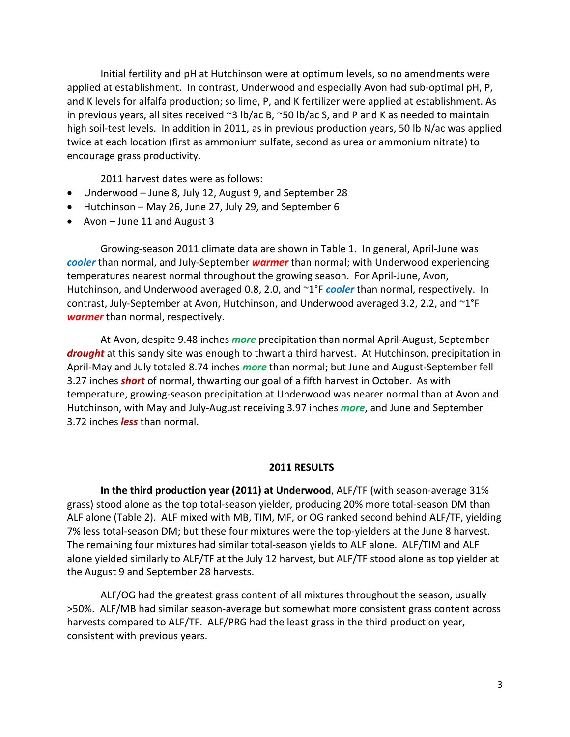Initial fertility and pH at Hutchinson were at optimum levels, so no amendments were applied at establishment. In contrast, Underwood and especially Avon had sub-optimal pH, P, and K levels for alfalfa production; so lime, P, and K fertilizer were applied at establishment. As in previous years, all sites received ~3 lb/ac B, ~50 lb/ac S, and P and K as needed to maintain high soil-test levels. In addition in 2011, as in previous production years, 50 lb N/ac was applied twice at each location (first as ammonium sulfate, second as urea or ammonium nitrate) to encourage grass productivity.

2011 harvest dates were as follows:

- Underwood – June 8, July 12, August 9, and September 28
- Hutchinson – May 26, June 27, July 29, and September 6
- Avon – June 11 and August 3

Growing-season 2011 climate data are shown in Table 1. In general, April-June was ***cooler*** than normal, and July-September ***warmer*** than normal; with Underwood experiencing temperatures nearest normal throughout the growing season. For April-June, Avon, Hutchinson, and Underwood averaged 0.8, 2.0, and ~1°F ***cooler*** than normal, respectively. In contrast, July-September at Avon, Hutchinson, and Underwood averaged 3.2, 2.2, and ~1°F ***warmer*** than normal, respectively.

At Avon, despite 9.48 inches ***more*** precipitation than normal April-August, September ***drought*** at this sandy site was enough to thwart a third harvest. At Hutchinson, precipitation in April-May and July totaled 8.74 inches ***more*** than normal; but June and August-September fell 3.27 inches ***short*** of normal, thwarting our goal of a fifth harvest in October. As with temperature, growing-season precipitation at Underwood was nearer normal than at Avon and Hutchinson, with May and July-August receiving 3.97 inches ***more***, and June and September 3.72 inches ***less*** than normal.

## 2011 RESULTS

**In the third production year (2011) at Underwood**, ALF/TF (with season-average 31% grass) stood alone as the top total-season yielder, producing 20% more total-season DM than ALF alone (Table 2). ALF mixed with MB, TIM, MF, or OG ranked second behind ALF/TF, yielding 7% less total-season DM; but these four mixtures were the top-yielders at the June 8 harvest. The remaining four mixtures had similar total-season yields to ALF alone. ALF/TIM and ALF alone yielded similarly to ALF/TF at the July 12 harvest, but ALF/TF stood alone as top yielder at the August 9 and September 28 harvests.

ALF/OG had the greatest grass content of all mixtures throughout the season, usually >50%. ALF/MB had similar season-average but somewhat more consistent grass content across harvests compared to ALF/TF. ALF/PRG had the least grass in the third production year, consistent with previous years.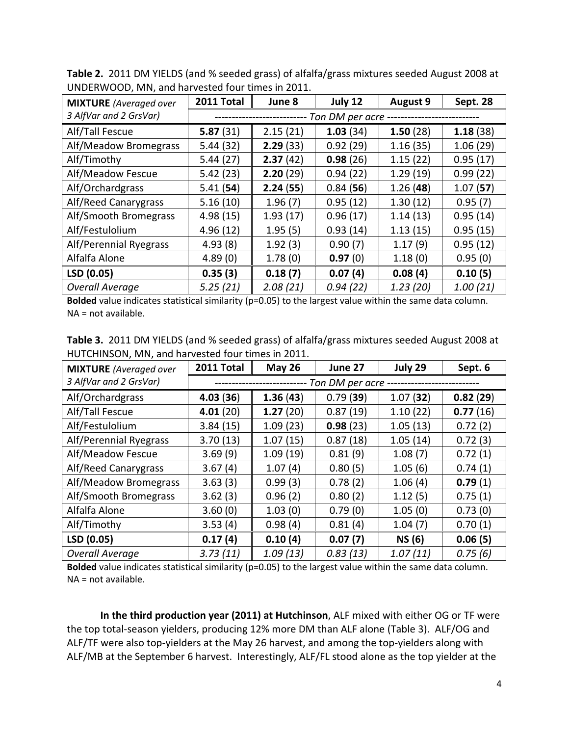**Table 2.** 2011 DM YIELDS (and % seeded grass) of alfalfa/grass mixtures seeded August 2008 at UNDERWOOD, MN, and harvested four times in 2011.

| **MIXTURE** *(Averaged over 3 AlfVar and 2 GrsVar)* | **2011 Total** | **June 8** | **July 12** | **August 9** | **Sept. 28** |
|---|---|---|---|---|---|
| | ---------- *Ton DM per acre* ---------- | | | | |
| Alf/Tall Fescue | **5.87** (31) | 2.15 (21) | **1.03** (34) | **1.50** (28) | **1.18** (38) |
| Alf/Meadow Bromegrass | 5.44 (32) | **2.29** (33) | 0.92 (29) | 1.16 (35) | 1.06 (29) |
| Alf/Timothy | 5.44 (27) | **2.37** (42) | **0.98** (26) | 1.15 (22) | 0.95 (17) |
| Alf/Meadow Fescue | 5.42 (23) | **2.20** (29) | 0.94 (22) | 1.29 (19) | 0.99 (22) |
| Alf/Orchardgrass | 5.41 (**54**) | **2.24** (**55**) | 0.84 (**56**) | 1.26 (**48**) | 1.07 (**57**) |
| Alf/Reed Canarygrass | 5.16 (10) | 1.96 (7) | 0.95 (12) | 1.30 (12) | 0.95 (7) |
| Alf/Smooth Bromegrass | 4.98 (15) | 1.93 (17) | 0.96 (17) | 1.14 (13) | 0.95 (14) |
| Alf/Festulolium | 4.96 (12) | 1.95 (5) | 0.93 (14) | 1.13 (15) | 0.95 (15) |
| Alf/Perennial Ryegrass | 4.93 (8) | 1.92 (3) | 0.90 (7) | 1.17 (9) | 0.95 (12) |
| Alfalfa Alone | 4.89 (0) | 1.78 (0) | **0.97** (0) | 1.18 (0) | 0.95 (0) |
| **LSD (0.05)** | **0.35 (3)** | **0.18 (7)** | **0.07 (4)** | **0.08 (4)** | **0.10 (5)** |
| *Overall Average* | *5.25 (21)* | *2.08 (21)* | *0.94 (22)* | *1.23 (20)* | *1.00 (21)* |

**Bolded** value indicates statistical similarity (p=0.05) to the largest value within the same data column.
NA = not available.

**Table 3.** 2011 DM YIELDS (and % seeded grass) of alfalfa/grass mixtures seeded August 2008 at HUTCHINSON, MN, and harvested four times in 2011.

| **MIXTURE** *(Averaged over 3 AlfVar and 2 GrsVar)* | **2011 Total** | **May 26** | **June 27** | **July 29** | **Sept. 6** |
|---|---|---|---|---|---|
| | ---------- *Ton DM per acre* ---------- | | | | |
| Alf/Orchardgrass | **4.03** (**36**) | **1.36** (**43**) | 0.79 (**39**) | 1.07 (**32**) | **0.82** (**29**) |
| Alf/Tall Fescue | **4.01** (20) | **1.27** (20) | 0.87 (19) | 1.10 (22) | **0.77** (16) |
| Alf/Festulolium | 3.84 (15) | 1.09 (23) | **0.98** (23) | 1.05 (13) | 0.72 (2) |
| Alf/Perennial Ryegrass | 3.70 (13) | 1.07 (15) | 0.87 (18) | 1.05 (14) | 0.72 (3) |
| Alf/Meadow Fescue | 3.69 (9) | 1.09 (19) | 0.81 (9) | 1.08 (7) | 0.72 (1) |
| Alf/Reed Canarygrass | 3.67 (4) | 1.07 (4) | 0.80 (5) | 1.05 (6) | 0.74 (1) |
| Alf/Meadow Bromegrass | 3.63 (3) | 0.99 (3) | 0.78 (2) | 1.06 (4) | **0.79** (1) |
| Alf/Smooth Bromegrass | 3.62 (3) | 0.96 (2) | 0.80 (2) | 1.12 (5) | 0.75 (1) |
| Alfalfa Alone | 3.60 (0) | 1.03 (0) | 0.79 (0) | 1.05 (0) | 0.73 (0) |
| Alf/Timothy | 3.53 (4) | 0.98 (4) | 0.81 (4) | 1.04 (7) | 0.70 (1) |
| **LSD (0.05)** | **0.17 (4)** | **0.10 (4)** | **0.07 (7)** | **NS (6)** | **0.06 (5)** |
| *Overall Average* | *3.73 (11)* | *1.09 (13)* | *0.83 (13)* | *1.07 (11)* | *0.75 (6)* |

**Bolded** value indicates statistical similarity (p=0.05) to the largest value within the same data column.
NA = not available.

**In the third production year (2011) at Hutchinson**, ALF mixed with either OG or TF were the top total-season yielders, producing 12% more DM than ALF alone (Table 3). ALF/OG and ALF/TF were also top-yielders at the May 26 harvest, and among the top-yielders along with ALF/MB at the September 6 harvest. Interestingly, ALF/FL stood alone as the top yielder at the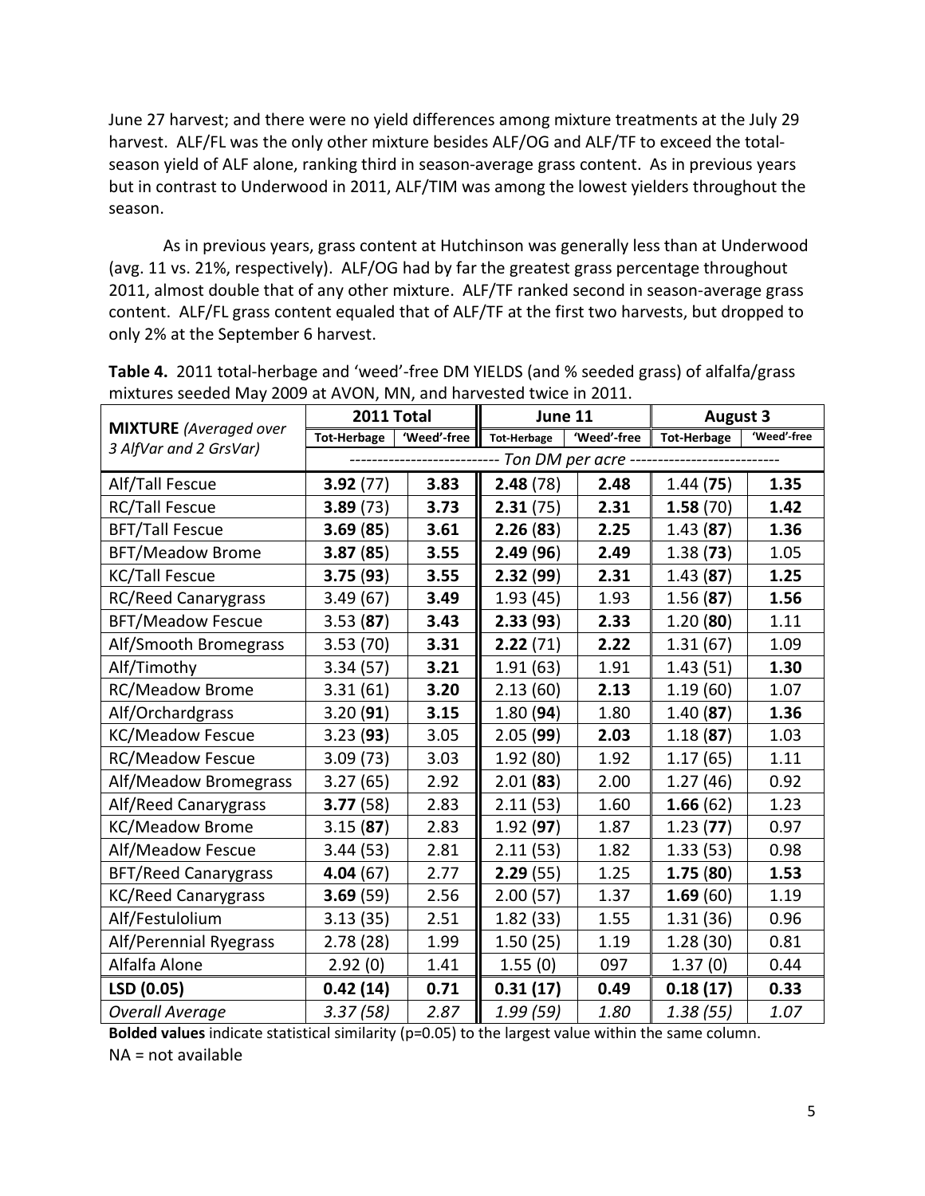June 27 harvest; and there were no yield differences among mixture treatments at the July 29 harvest. ALF/FL was the only other mixture besides ALF/OG and ALF/TF to exceed the total-season yield of ALF alone, ranking third in season-average grass content. As in previous years but in contrast to Underwood in 2011, ALF/TIM was among the lowest yielders throughout the season.

As in previous years, grass content at Hutchinson was generally less than at Underwood (avg. 11 vs. 21%, respectively). ALF/OG had by far the greatest grass percentage throughout 2011, almost double that of any other mixture. ALF/TF ranked second in season-average grass content. ALF/FL grass content equaled that of ALF/TF at the first two harvests, but dropped to only 2% at the September 6 harvest.

**Table 4.** 2011 total-herbage and 'weed'-free DM YIELDS (and % seeded grass) of alfalfa/grass mixtures seeded May 2009 at AVON, MN, and harvested twice in 2011.

| **MIXTURE** *(Averaged over 3 AlfVar and 2 GrsVar)* | 2011 Total | | June 11 | | August 3 | |
|---|---|---|---|---|---|---|
| | Tot-Herbage | 'Weed'-free | Tot-Herbage | 'Weed'-free | Tot-Herbage | 'Weed'-free |
| | *Ton DM per acre* | | | | | |
| Alf/Tall Fescue | **3.92** (77) | **3.83** | **2.48** (78) | **2.48** | 1.44 (**75**) | **1.35** |
| RC/Tall Fescue | **3.89** (73) | **3.73** | **2.31** (75) | **2.31** | **1.58** (70) | **1.42** |
| BFT/Tall Fescue | **3.69** (**85**) | **3.61** | **2.26** (**83**) | **2.25** | 1.43 (**87**) | **1.36** |
| BFT/Meadow Brome | **3.87** (**85**) | **3.55** | **2.49** (**96**) | **2.49** | 1.38 (**73**) | 1.05 |
| KC/Tall Fescue | **3.75** (**93**) | **3.55** | **2.32** (**99**) | **2.31** | 1.43 (**87**) | **1.25** |
| RC/Reed Canarygrass | 3.49 (67) | **3.49** | 1.93 (45) | 1.93 | 1.56 (**87**) | **1.56** |
| BFT/Meadow Fescue | 3.53 (**87**) | **3.43** | **2.33** (**93**) | **2.33** | 1.20 (**80**) | 1.11 |
| Alf/Smooth Bromegrass | 3.53 (70) | **3.31** | **2.22** (71) | **2.22** | 1.31 (67) | 1.09 |
| Alf/Timothy | 3.34 (57) | **3.21** | 1.91 (63) | 1.91 | 1.43 (51) | **1.30** |
| RC/Meadow Brome | 3.31 (61) | **3.20** | 2.13 (60) | **2.13** | 1.19 (60) | 1.07 |
| Alf/Orchardgrass | 3.20 (**91**) | **3.15** | 1.80 (**94**) | 1.80 | 1.40 (**87**) | **1.36** |
| KC/Meadow Fescue | 3.23 (**93**) | 3.05 | 2.05 (**99**) | **2.03** | 1.18 (**87**) | 1.03 |
| RC/Meadow Fescue | 3.09 (73) | 3.03 | 1.92 (80) | 1.92 | 1.17 (65) | 1.11 |
| Alf/Meadow Bromegrass | 3.27 (65) | 2.92 | 2.01 (**83**) | 2.00 | 1.27 (46) | 0.92 |
| Alf/Reed Canarygrass | **3.77** (58) | 2.83 | 2.11 (53) | 1.60 | **1.66** (62) | 1.23 |
| KC/Meadow Brome | 3.15 (**87**) | 2.83 | 1.92 (**97**) | 1.87 | 1.23 (**77**) | 0.97 |
| Alf/Meadow Fescue | 3.44 (53) | 2.81 | 2.11 (53) | 1.82 | 1.33 (53) | 0.98 |
| BFT/Reed Canarygrass | **4.04** (67) | 2.77 | **2.29** (55) | 1.25 | **1.75** (**80**) | **1.53** |
| KC/Reed Canarygrass | **3.69** (59) | 2.56 | 2.00 (57) | 1.37 | **1.69** (60) | 1.19 |
| Alf/Festulolium | 3.13 (35) | 2.51 | 1.82 (33) | 1.55 | 1.31 (36) | 0.96 |
| Alf/Perennial Ryegrass | 2.78 (28) | 1.99 | 1.50 (25) | 1.19 | 1.28 (30) | 0.81 |
| Alfalfa Alone | 2.92 (0) | 1.41 | 1.55 (0) | 097 | 1.37 (0) | 0.44 |
| **LSD (0.05)** | **0.42 (14)** | **0.71** | **0.31 (17)** | **0.49** | **0.18 (17)** | **0.33** |
| *Overall Average* | *3.37 (58)* | *2.87* | *1.99 (59)* | *1.80* | *1.38 (55)* | *1.07* |

**Bolded values** indicate statistical similarity (p=0.05) to the largest value within the same column.
NA = not available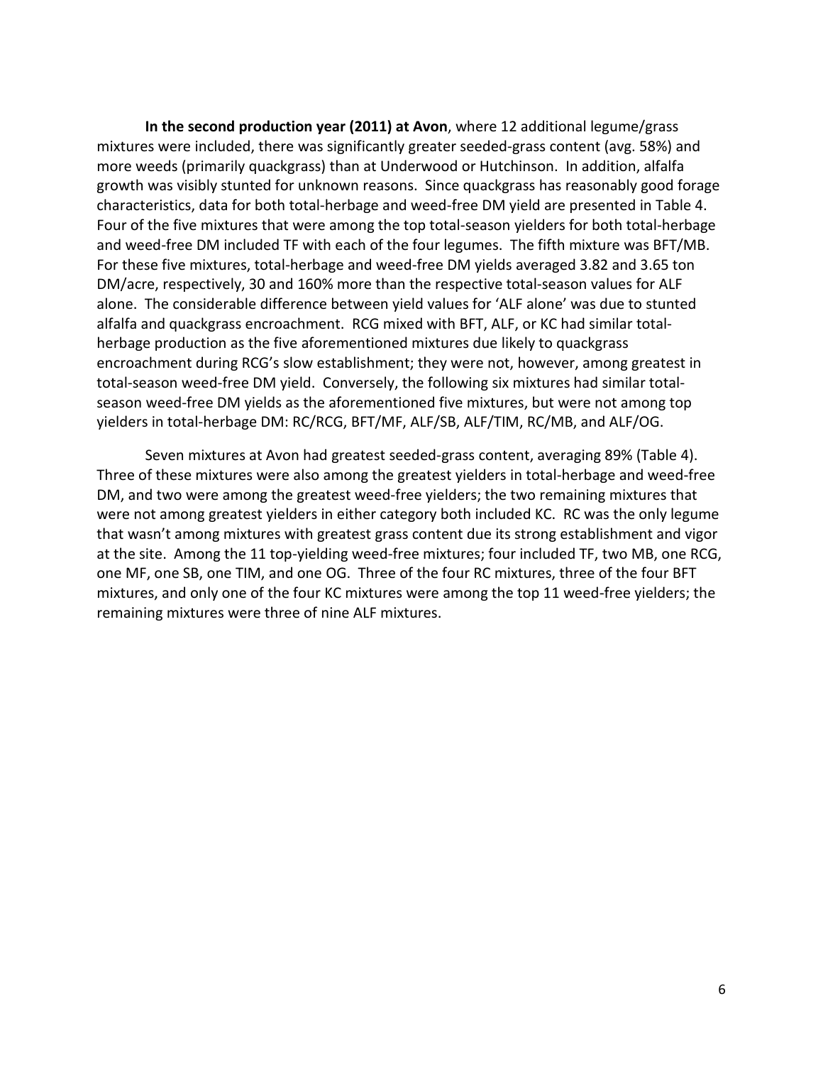**In the second production year (2011) at Avon**, where 12 additional legume/grass mixtures were included, there was significantly greater seeded-grass content (avg. 58%) and more weeds (primarily quackgrass) than at Underwood or Hutchinson. In addition, alfalfa growth was visibly stunted for unknown reasons. Since quackgrass has reasonably good forage characteristics, data for both total-herbage and weed-free DM yield are presented in Table 4. Four of the five mixtures that were among the top total-season yielders for both total-herbage and weed-free DM included TF with each of the four legumes. The fifth mixture was BFT/MB. For these five mixtures, total-herbage and weed-free DM yields averaged 3.82 and 3.65 ton DM/acre, respectively, 30 and 160% more than the respective total-season values for ALF alone. The considerable difference between yield values for 'ALF alone' was due to stunted alfalfa and quackgrass encroachment. RCG mixed with BFT, ALF, or KC had similar total-herbage production as the five aforementioned mixtures due likely to quackgrass encroachment during RCG's slow establishment; they were not, however, among greatest in total-season weed-free DM yield. Conversely, the following six mixtures had similar total-season weed-free DM yields as the aforementioned five mixtures, but were not among top yielders in total-herbage DM: RC/RCG, BFT/MF, ALF/SB, ALF/TIM, RC/MB, and ALF/OG.

Seven mixtures at Avon had greatest seeded-grass content, averaging 89% (Table 4). Three of these mixtures were also among the greatest yielders in total-herbage and weed-free DM, and two were among the greatest weed-free yielders; the two remaining mixtures that were not among greatest yielders in either category both included KC. RC was the only legume that wasn't among mixtures with greatest grass content due its strong establishment and vigor at the site. Among the 11 top-yielding weed-free mixtures; four included TF, two MB, one RCG, one MF, one SB, one TIM, and one OG. Three of the four RC mixtures, three of the four BFT mixtures, and only one of the four KC mixtures were among the top 11 weed-free yielders; the remaining mixtures were three of nine ALF mixtures.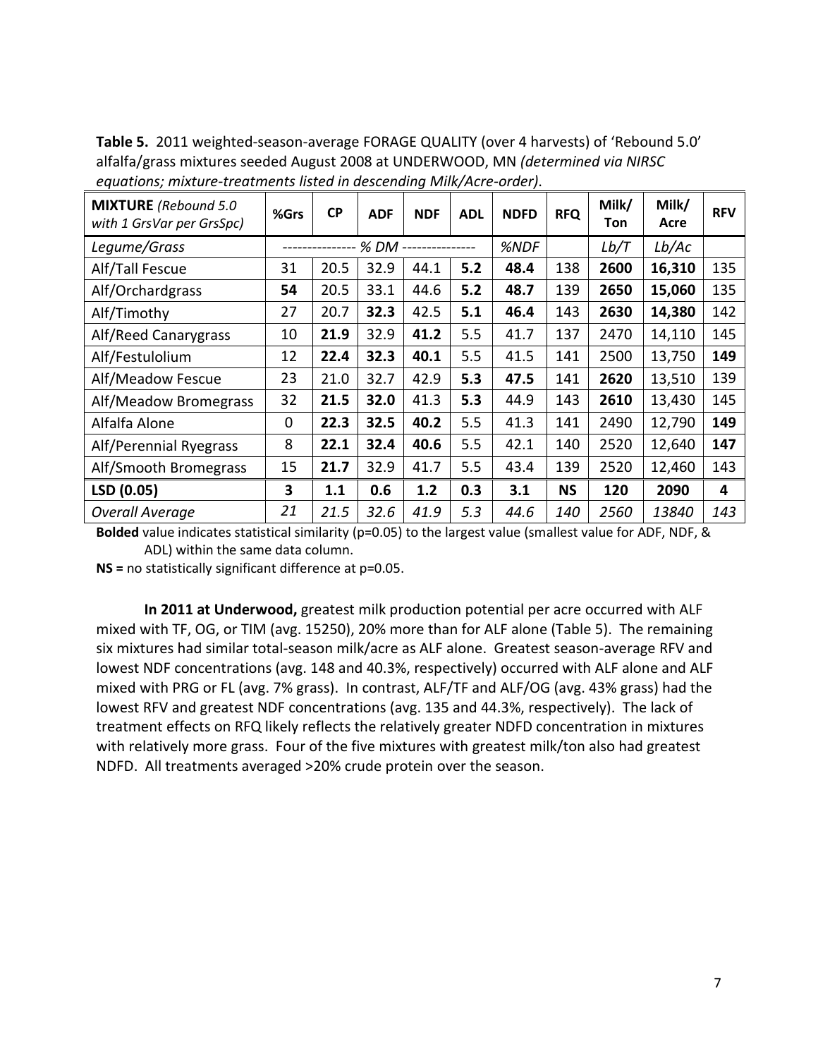**Table 5.** 2011 weighted-season-average FORAGE QUALITY (over 4 harvests) of 'Rebound 5.0' alfalfa/grass mixtures seeded August 2008 at UNDERWOOD, MN *(determined via NIRSC equations; mixture-treatments listed in descending Milk/Acre-order)*.

| **MIXTURE** *(Rebound 5.0 with 1 GrsVar per GrsSpc)* | **%Grs** | **CP** | **ADF** | **NDF** | **ADL** | **NDFD** | **RFQ** | **Milk/ Ton** | **Milk/ Acre** | **RFV** |
|---|---|---|---|---|---|---|---|---|---|---|
| *Legume/Grass* | --------------- | *% DM* | --------------- | | | *%NDF* | | *Lb/T* | *Lb/Ac* | |
| Alf/Tall Fescue | 31 | 20.5 | 32.9 | 44.1 | **5.2** | **48.4** | 138 | **2600** | **16,310** | 135 |
| Alf/Orchardgrass | **54** | 20.5 | 33.1 | 44.6 | **5.2** | **48.7** | 139 | **2650** | **15,060** | 135 |
| Alf/Timothy | 27 | 20.7 | **32.3** | 42.5 | **5.1** | **46.4** | 143 | **2630** | **14,380** | 142 |
| Alf/Reed Canarygrass | 10 | **21.9** | 32.9 | **41.2** | 5.5 | 41.7 | 137 | 2470 | 14,110 | 145 |
| Alf/Festulolium | 12 | **22.4** | **32.3** | **40.1** | 5.5 | 41.5 | 141 | 2500 | 13,750 | **149** |
| Alf/Meadow Fescue | 23 | 21.0 | 32.7 | 42.9 | **5.3** | **47.5** | 141 | **2620** | 13,510 | 139 |
| Alf/Meadow Bromegrass | 32 | **21.5** | **32.0** | 41.3 | **5.3** | 44.9 | 143 | **2610** | 13,430 | 145 |
| Alfalfa Alone | 0 | **22.3** | **32.5** | **40.2** | 5.5 | 41.3 | 141 | 2490 | 12,790 | **149** |
| Alf/Perennial Ryegrass | 8 | **22.1** | **32.4** | **40.6** | 5.5 | 42.1 | 140 | 2520 | 12,640 | **147** |
| Alf/Smooth Bromegrass | 15 | **21.7** | 32.9 | 41.7 | 5.5 | 43.4 | 139 | 2520 | 12,460 | 143 |
| **LSD (0.05)** | **3** | **1.1** | **0.6** | **1.2** | **0.3** | **3.1** | **NS** | **120** | **2090** | **4** |
| *Overall Average* | *21* | *21.5* | *32.6* | *41.9* | *5.3* | *44.6* | *140* | *2560* | *13840* | *143* |

**Bolded** value indicates statistical similarity (p=0.05) to the largest value (smallest value for ADF, NDF, & ADL) within the same data column.

**NS =** no statistically significant difference at p=0.05.

**In 2011 at Underwood,** greatest milk production potential per acre occurred with ALF mixed with TF, OG, or TIM (avg. 15250), 20% more than for ALF alone (Table 5). The remaining six mixtures had similar total-season milk/acre as ALF alone. Greatest season-average RFV and lowest NDF concentrations (avg. 148 and 40.3%, respectively) occurred with ALF alone and ALF mixed with PRG or FL (avg. 7% grass). In contrast, ALF/TF and ALF/OG (avg. 43% grass) had the lowest RFV and greatest NDF concentrations (avg. 135 and 44.3%, respectively). The lack of treatment effects on RFQ likely reflects the relatively greater NDFD concentration in mixtures with relatively more grass. Four of the five mixtures with greatest milk/ton also had greatest NDFD. All treatments averaged >20% crude protein over the season.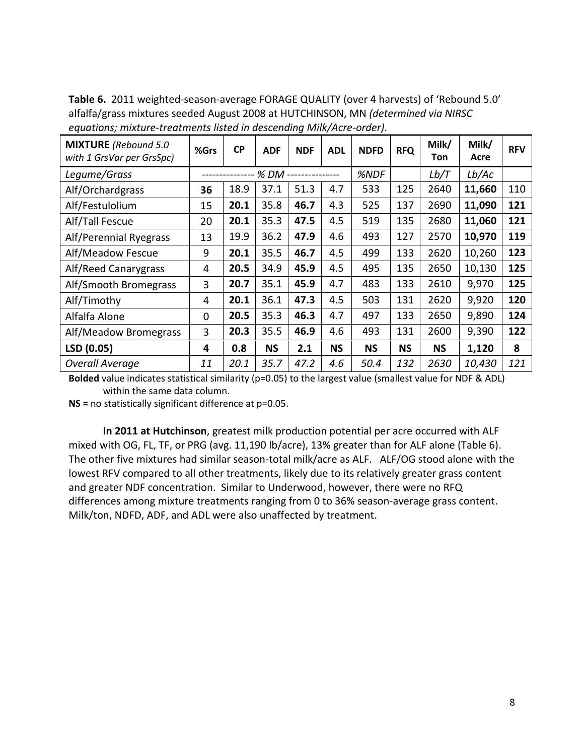**Table 6.** 2011 weighted-season-average FORAGE QUALITY (over 4 harvests) of 'Rebound 5.0' alfalfa/grass mixtures seeded August 2008 at HUTCHINSON, MN *(determined via NIRSC equations; mixture-treatments listed in descending Milk/Acre-order)*.

| **MIXTURE** *(Rebound 5.0 with 1 GrsVar per GrsSpc)* | **%Grs** | **CP** | **ADF** | **NDF** | **ADL** | **NDFD** | **RFQ** | **Milk/ Ton** | **Milk/ Acre** | **RFV** |
|---|---|---|---|---|---|---|---|---|---|---|
| *Legume/Grass* | *--------------- % DM ---------------* | | | | | *%NDF* | | *Lb/T* | *Lb/Ac* | |
| Alf/Orchardgrass | **36** | 18.9 | 37.1 | 51.3 | 4.7 | 533 | 125 | 2640 | **11,660** | 110 |
| Alf/Festulolium | 15 | **20.1** | 35.8 | **46.7** | 4.3 | 525 | 137 | 2690 | **11,090** | **121** |
| Alf/Tall Fescue | 20 | **20.1** | 35.3 | **47.5** | 4.5 | 519 | 135 | 2680 | **11,060** | **121** |
| Alf/Perennial Ryegrass | 13 | **19.9** | 36.2 | **47.9** | 4.6 | 493 | 127 | 2570 | **10,970** | **119** |
| Alf/Meadow Fescue | 9 | **20.1** | 35.5 | **46.7** | 4.5 | 499 | 133 | 2620 | 10,260 | **123** |
| Alf/Reed Canarygrass | 4 | **20.5** | 34.9 | **45.9** | 4.5 | 495 | 135 | 2650 | 10,130 | **125** |
| Alf/Smooth Bromegrass | 3 | **20.7** | 35.1 | **45.9** | 4.7 | 483 | 133 | 2610 | 9,970 | **125** |
| Alf/Timothy | 4 | **20.1** | 36.1 | **47.3** | 4.5 | 503 | 131 | 2620 | 9,920 | **120** |
| Alfalfa Alone | 0 | **20.5** | 35.3 | **46.3** | 4.7 | 497 | 133 | 2650 | 9,890 | **124** |
| Alf/Meadow Bromegrass | 3 | **20.3** | 35.5 | **46.9** | 4.6 | 493 | 131 | 2600 | 9,390 | **122** |
| **LSD (0.05)** | **4** | **0.8** | **NS** | **2.1** | **NS** | **NS** | **NS** | **NS** | **1,120** | **8** |
| *Overall Average* | *11* | *20.1* | *35.7* | *47.2* | *4.6* | *50.4* | *132* | *2630* | *10,430* | *121* |

**Bolded** value indicates statistical similarity (p=0.05) to the largest value (smallest value for NDF & ADL) within the same data column.

**NS =** no statistically significant difference at p=0.05.

**In 2011 at Hutchinson**, greatest milk production potential per acre occurred with ALF mixed with OG, FL, TF, or PRG (avg. 11,190 lb/acre), 13% greater than for ALF alone (Table 6). The other five mixtures had similar season-total milk/acre as ALF. ALF/OG stood alone with the lowest RFV compared to all other treatments, likely due to its relatively greater grass content and greater NDF concentration. Similar to Underwood, however, there were no RFQ differences among mixture treatments ranging from 0 to 36% season-average grass content. Milk/ton, NDFD, ADF, and ADL were also unaffected by treatment.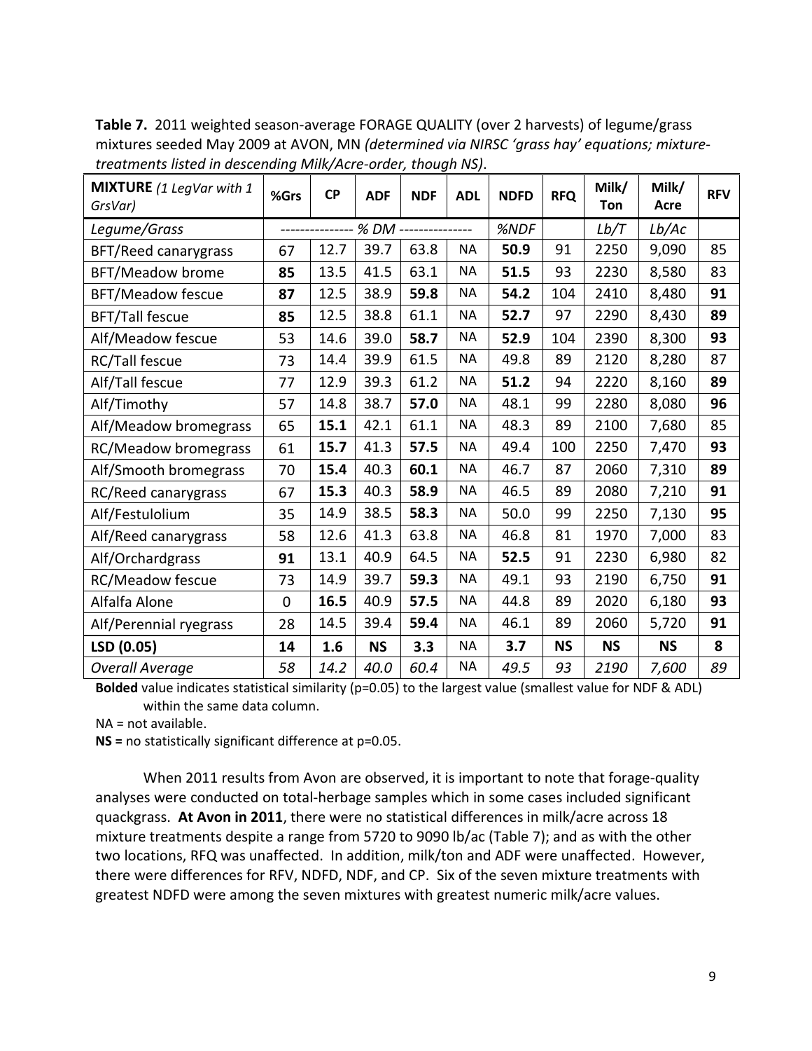**Table 7.** 2011 weighted season-average FORAGE QUALITY (over 2 harvests) of legume/grass mixtures seeded May 2009 at AVON, MN *(determined via NIRSC 'grass hay' equations; mixture-treatments listed in descending Milk/Acre-order, though NS)*.

| **MIXTURE** *(1 LegVar with 1 GrsVar)* | %Grs | CP | ADF | NDF | ADL | NDFD | RFQ | Milk/ Ton | Milk/ Acre | RFV |
|---|---|---|---|---|---|---|---|---|---|---|
| *Legume/Grass* | -------------- | *% DM* | --------------- | | | *%NDF* | | *Lb/T* | *Lb/Ac* | |
| BFT/Reed canarygrass | 67 | 12.7 | 39.7 | 63.8 | NA | **50.9** | 91 | 2250 | 9,090 | 85 |
| BFT/Meadow brome | **85** | 13.5 | 41.5 | 63.1 | NA | **51.5** | 93 | 2230 | 8,580 | 83 |
| BFT/Meadow fescue | **87** | 12.5 | 38.9 | **59.8** | NA | **54.2** | 104 | 2410 | 8,480 | **91** |
| BFT/Tall fescue | **85** | 12.5 | 38.8 | 61.1 | NA | **52.7** | 97 | 2290 | 8,430 | **89** |
| Alf/Meadow fescue | 53 | 14.6 | 39.0 | **58.7** | NA | **52.9** | 104 | 2390 | 8,300 | **93** |
| RC/Tall fescue | 73 | 14.4 | 39.9 | 61.5 | NA | 49.8 | 89 | 2120 | 8,280 | 87 |
| Alf/Tall fescue | 77 | 12.9 | 39.3 | 61.2 | NA | **51.2** | 94 | 2220 | 8,160 | **89** |
| Alf/Timothy | 57 | 14.8 | 38.7 | **57.0** | NA | 48.1 | 99 | 2280 | 8,080 | **96** |
| Alf/Meadow bromegrass | 65 | **15.1** | 42.1 | 61.1 | NA | 48.3 | 89 | 2100 | 7,680 | 85 |
| RC/Meadow bromegrass | 61 | **15.7** | 41.3 | **57.5** | NA | 49.4 | 100 | 2250 | 7,470 | **93** |
| Alf/Smooth bromegrass | 70 | **15.4** | 40.3 | **60.1** | NA | 46.7 | 87 | 2060 | 7,310 | **89** |
| RC/Reed canarygrass | 67 | **15.3** | 40.3 | **58.9** | NA | 46.5 | 89 | 2080 | 7,210 | **91** |
| Alf/Festulolium | 35 | 14.9 | 38.5 | **58.3** | NA | 50.0 | 99 | 2250 | 7,130 | **95** |
| Alf/Reed canarygrass | 58 | 12.6 | 41.3 | 63.8 | NA | 46.8 | 81 | 1970 | 7,000 | 83 |
| Alf/Orchardgrass | **91** | 13.1 | 40.9 | 64.5 | NA | **52.5** | 91 | 2230 | 6,980 | 82 |
| RC/Meadow fescue | 73 | 14.9 | 39.7 | **59.3** | NA | 49.1 | 93 | 2190 | 6,750 | **91** |
| Alfalfa Alone | 0 | **16.5** | 40.9 | **57.5** | NA | 44.8 | 89 | 2020 | 6,180 | **93** |
| Alf/Perennial ryegrass | 28 | 14.5 | 39.4 | **59.4** | NA | 46.1 | 89 | 2060 | 5,720 | **91** |
| **LSD (0.05)** | **14** | **1.6** | **NS** | **3.3** | NA | **3.7** | **NS** | **NS** | **NS** | **8** |
| *Overall Average* | *58* | *14.2* | *40.0* | *60.4* | NA | *49.5* | *93* | *2190* | *7,600* | *89* |

**Bolded** value indicates statistical similarity (p=0.05) to the largest value (smallest value for NDF & ADL) within the same data column.

NA = not available.

**NS =** no statistically significant difference at p=0.05.

When 2011 results from Avon are observed, it is important to note that forage-quality analyses were conducted on total-herbage samples which in some cases included significant quackgrass. **At Avon in 2011**, there were no statistical differences in milk/acre across 18 mixture treatments despite a range from 5720 to 9090 lb/ac (Table 7); and as with the other two locations, RFQ was unaffected. In addition, milk/ton and ADF were unaffected. However, there were differences for RFV, NDFD, NDF, and CP. Six of the seven mixture treatments with greatest NDFD were among the seven mixtures with greatest numeric milk/acre values.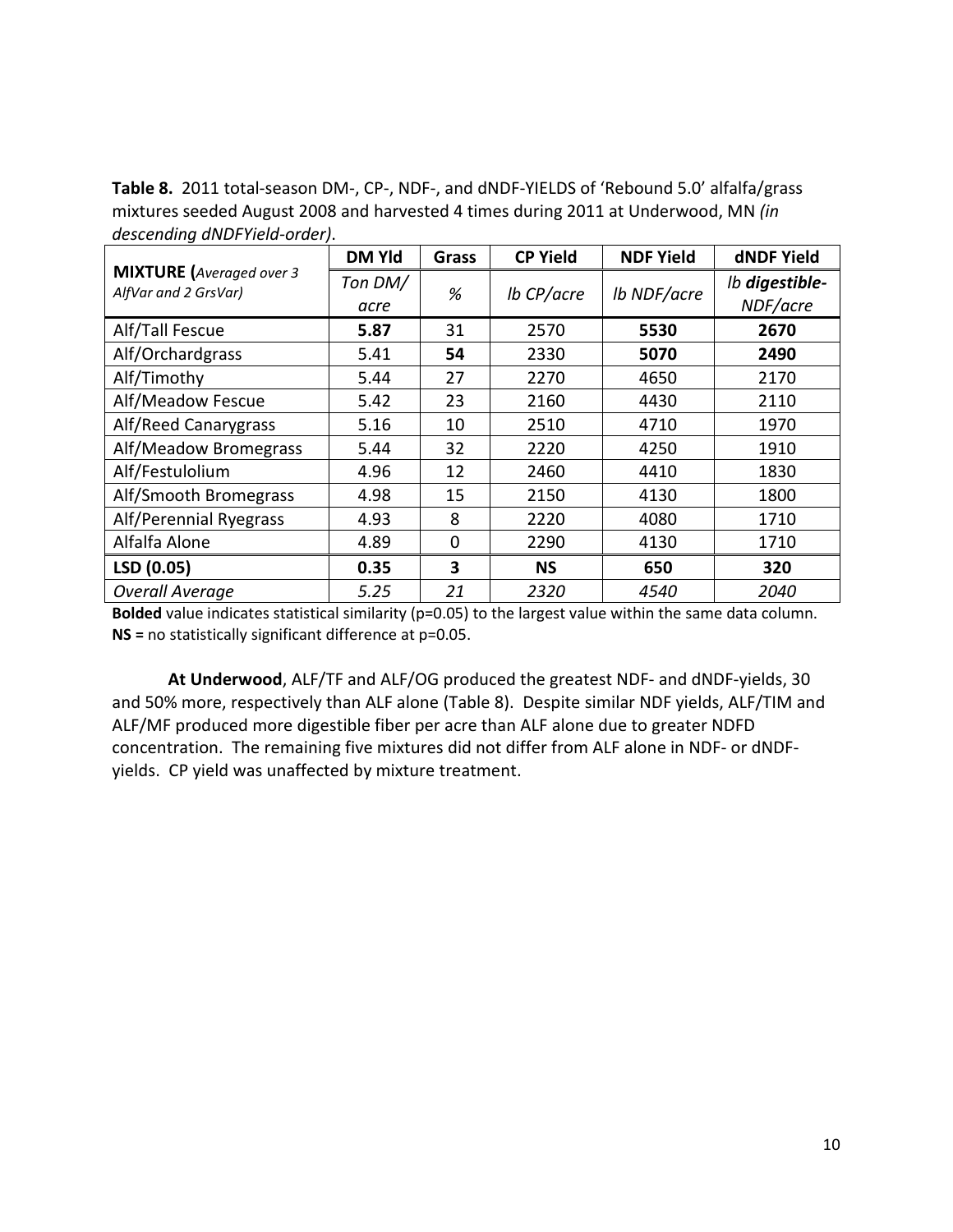**Table 8.** 2011 total-season DM-, CP-, NDF-, and dNDF-YIELDS of 'Rebound 5.0' alfalfa/grass mixtures seeded August 2008 and harvested 4 times during 2011 at Underwood, MN *(in descending dNDFYield-order)*.

| **MIXTURE** *(Averaged over 3 AlfVar and 2 GrsVar)* | **DM Yld** | **Grass** | **CP Yield** | **NDF Yield** | **dNDF Yield** |
|---|---|---|---|---|---|
| | *Ton DM/ acre* | *%* | *lb CP/acre* | *lb NDF/acre* | *lb **digestible**-NDF/acre* |
| Alf/Tall Fescue | **5.87** | 31 | 2570 | **5530** | **2670** |
| Alf/Orchardgrass | 5.41 | **54** | 2330 | **5070** | **2490** |
| Alf/Timothy | 5.44 | 27 | 2270 | 4650 | 2170 |
| Alf/Meadow Fescue | 5.42 | 23 | 2160 | 4430 | 2110 |
| Alf/Reed Canarygrass | 5.16 | 10 | 2510 | 4710 | 1970 |
| Alf/Meadow Bromegrass | 5.44 | 32 | 2220 | 4250 | 1910 |
| Alf/Festulolium | 4.96 | 12 | 2460 | 4410 | 1830 |
| Alf/Smooth Bromegrass | 4.98 | 15 | 2150 | 4130 | 1800 |
| Alf/Perennial Ryegrass | 4.93 | 8 | 2220 | 4080 | 1710 |
| Alfalfa Alone | 4.89 | 0 | 2290 | 4130 | 1710 |
| **LSD (0.05)** | **0.35** | **3** | **NS** | **650** | **320** |
| *Overall Average* | *5.25* | *21* | *2320* | *4540* | *2040* |

**Bolded** value indicates statistical similarity (p=0.05) to the largest value within the same data column.
**NS =** no statistically significant difference at p=0.05.

**At Underwood**, ALF/TF and ALF/OG produced the greatest NDF- and dNDF-yields, 30 and 50% more, respectively than ALF alone (Table 8). Despite similar NDF yields, ALF/TIM and ALF/MF produced more digestible fiber per acre than ALF alone due to greater NDFD concentration. The remaining five mixtures did not differ from ALF alone in NDF- or dNDF-yields. CP yield was unaffected by mixture treatment.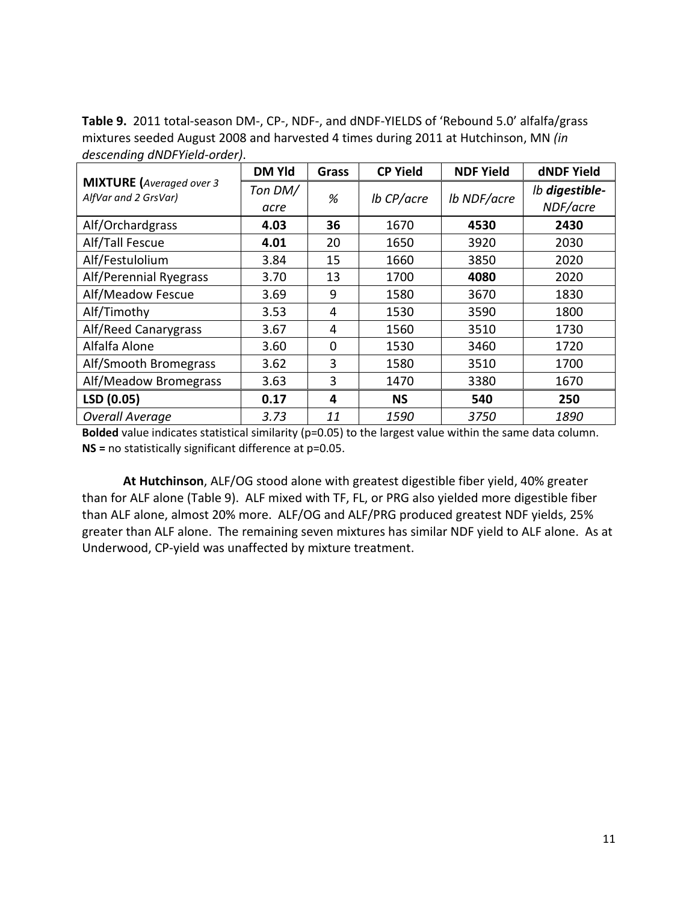**Table 9.** 2011 total-season DM-, CP-, NDF-, and dNDF-YIELDS of 'Rebound 5.0' alfalfa/grass mixtures seeded August 2008 and harvested 4 times during 2011 at Hutchinson, MN *(in descending dNDFYield-order)*.

| **MIXTURE (***Averaged over 3 AlfVar and 2 GrsVar***)** | **DM Yld** | **Grass** | **CP Yield** | **NDF Yield** | **dNDF Yield** |
|---|---|---|---|---|---|
| | *Ton DM/ acre* | *%* | *lb CP/acre* | *lb NDF/acre* | *lb* ***digestible-*** *NDF/acre* |
| Alf/Orchardgrass | **4.03** | **36** | 1670 | **4530** | **2430** |
| Alf/Tall Fescue | **4.01** | 20 | 1650 | 3920 | 2030 |
| Alf/Festulolium | 3.84 | 15 | 1660 | 3850 | 2020 |
| Alf/Perennial Ryegrass | 3.70 | 13 | 1700 | **4080** | 2020 |
| Alf/Meadow Fescue | 3.69 | 9 | 1580 | 3670 | 1830 |
| Alf/Timothy | 3.53 | 4 | 1530 | 3590 | 1800 |
| Alf/Reed Canarygrass | 3.67 | 4 | 1560 | 3510 | 1730 |
| Alfalfa Alone | 3.60 | 0 | 1530 | 3460 | 1720 |
| Alf/Smooth Bromegrass | 3.62 | 3 | 1580 | 3510 | 1700 |
| Alf/Meadow Bromegrass | 3.63 | 3 | 1470 | 3380 | 1670 |
| **LSD (0.05)** | **0.17** | **4** | **NS** | **540** | **250** |
| *Overall Average* | *3.73* | *11* | *1590* | *3750* | *1890* |

**Bolded** value indicates statistical similarity (p=0.05) to the largest value within the same data column.
**NS =** no statistically significant difference at p=0.05.

**At Hutchinson**, ALF/OG stood alone with greatest digestible fiber yield, 40% greater than for ALF alone (Table 9). ALF mixed with TF, FL, or PRG also yielded more digestible fiber than ALF alone, almost 20% more. ALF/OG and ALF/PRG produced greatest NDF yields, 25% greater than ALF alone. The remaining seven mixtures has similar NDF yield to ALF alone. As at Underwood, CP-yield was unaffected by mixture treatment.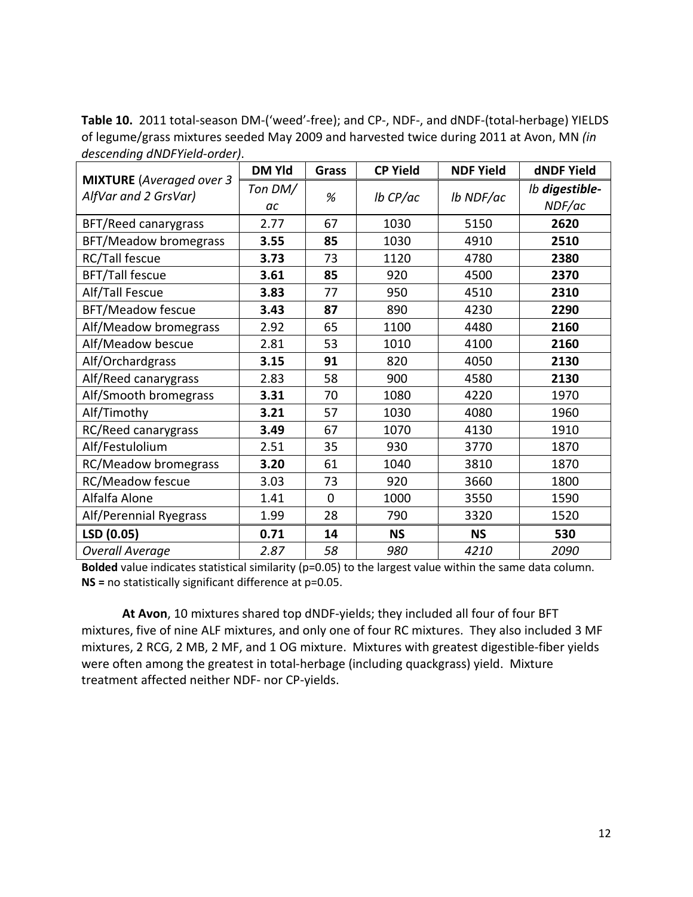**Table 10.** 2011 total-season DM-('weed'-free); and CP-, NDF-, and dNDF-(total-herbage) YIELDS of legume/grass mixtures seeded May 2009 and harvested twice during 2011 at Avon, MN *(in descending dNDFYield-order)*.

| **MIXTURE** (*Averaged over 3 AlfVar and 2 GrsVar*) | **DM Yld** | **Grass** | **CP Yield** | **NDF Yield** | **dNDF Yield** |
|---|---|---|---|---|---|
| | *Ton DM/ ac* | *%* | *lb CP/ac* | *lb NDF/ac* | *lb **digestible**-NDF/ac* |
| BFT/Reed canarygrass | 2.77 | 67 | 1030 | 5150 | **2620** |
| BFT/Meadow bromegrass | **3.55** | **85** | 1030 | 4910 | **2510** |
| RC/Tall fescue | **3.73** | 73 | 1120 | 4780 | **2380** |
| BFT/Tall fescue | **3.61** | **85** | 920 | 4500 | **2370** |
| Alf/Tall Fescue | **3.83** | 77 | 950 | 4510 | **2310** |
| BFT/Meadow fescue | **3.43** | **87** | 890 | 4230 | **2290** |
| Alf/Meadow bromegrass | 2.92 | 65 | 1100 | 4480 | **2160** |
| Alf/Meadow bescue | 2.81 | 53 | 1010 | 4100 | **2160** |
| Alf/Orchardgrass | **3.15** | **91** | 820 | 4050 | **2130** |
| Alf/Reed canarygrass | 2.83 | 58 | 900 | 4580 | **2130** |
| Alf/Smooth bromegrass | **3.31** | 70 | 1080 | 4220 | 1970 |
| Alf/Timothy | **3.21** | 57 | 1030 | 4080 | 1960 |
| RC/Reed canarygrass | **3.49** | 67 | 1070 | 4130 | 1910 |
| Alf/Festulolium | 2.51 | 35 | 930 | 3770 | 1870 |
| RC/Meadow bromegrass | **3.20** | 61 | 1040 | 3810 | 1870 |
| RC/Meadow fescue | 3.03 | 73 | 920 | 3660 | 1800 |
| Alfalfa Alone | 1.41 | 0 | 1000 | 3550 | 1590 |
| Alf/Perennial Ryegrass | 1.99 | 28 | 790 | 3320 | 1520 |
| **LSD (0.05)** | **0.71** | **14** | **NS** | **NS** | **530** |
| *Overall Average* | *2.87* | *58* | *980* | *4210* | *2090* |

**Bolded** value indicates statistical similarity (p=0.05) to the largest value within the same data column.
**NS =** no statistically significant difference at p=0.05.

**At Avon**, 10 mixtures shared top dNDF-yields; they included all four of four BFT mixtures, five of nine ALF mixtures, and only one of four RC mixtures. They also included 3 MF mixtures, 2 RCG, 2 MB, 2 MF, and 1 OG mixture. Mixtures with greatest digestible-fiber yields were often among the greatest in total-herbage (including quackgrass) yield. Mixture treatment affected neither NDF- nor CP-yields.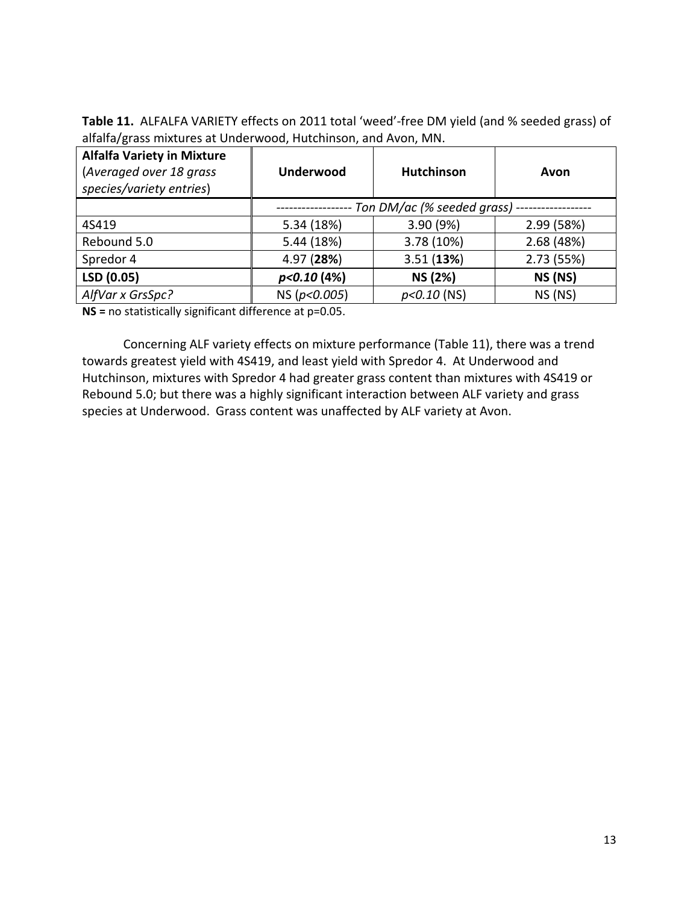**Table 11.** ALFALFA VARIETY effects on 2011 total 'weed'-free DM yield (and % seeded grass) of alfalfa/grass mixtures at Underwood, Hutchinson, and Avon, MN.

| **Alfalfa Variety in Mixture** (*Averaged over 18 grass species/variety entries*) | **Underwood** | **Hutchinson** | **Avon** |
|---|---|---|---|
| | ------------------ *Ton DM/ac (% seeded grass)* ------------------ | | |
| 4S419 | 5.34 (18%) | 3.90 (9%) | 2.99 (58%) |
| Rebound 5.0 | 5.44 (18%) | 3.78 (10%) | 2.68 (48%) |
| Spredor 4 | 4.97 (**28%**) | 3.51 (**13%**) | 2.73 (55%) |
| **LSD (0.05)** | ***p<0.10* (4%)** | **NS (2%)** | **NS (NS)** |
| *AlfVar x GrsSpc?* | NS (*p<0.005*) | *p<0.10* (NS) | NS (NS) |

**NS =** no statistically significant difference at p=0.05.

Concerning ALF variety effects on mixture performance (Table 11), there was a trend towards greatest yield with 4S419, and least yield with Spredor 4. At Underwood and Hutchinson, mixtures with Spredor 4 had greater grass content than mixtures with 4S419 or Rebound 5.0; but there was a highly significant interaction between ALF variety and grass species at Underwood. Grass content was unaffected by ALF variety at Avon.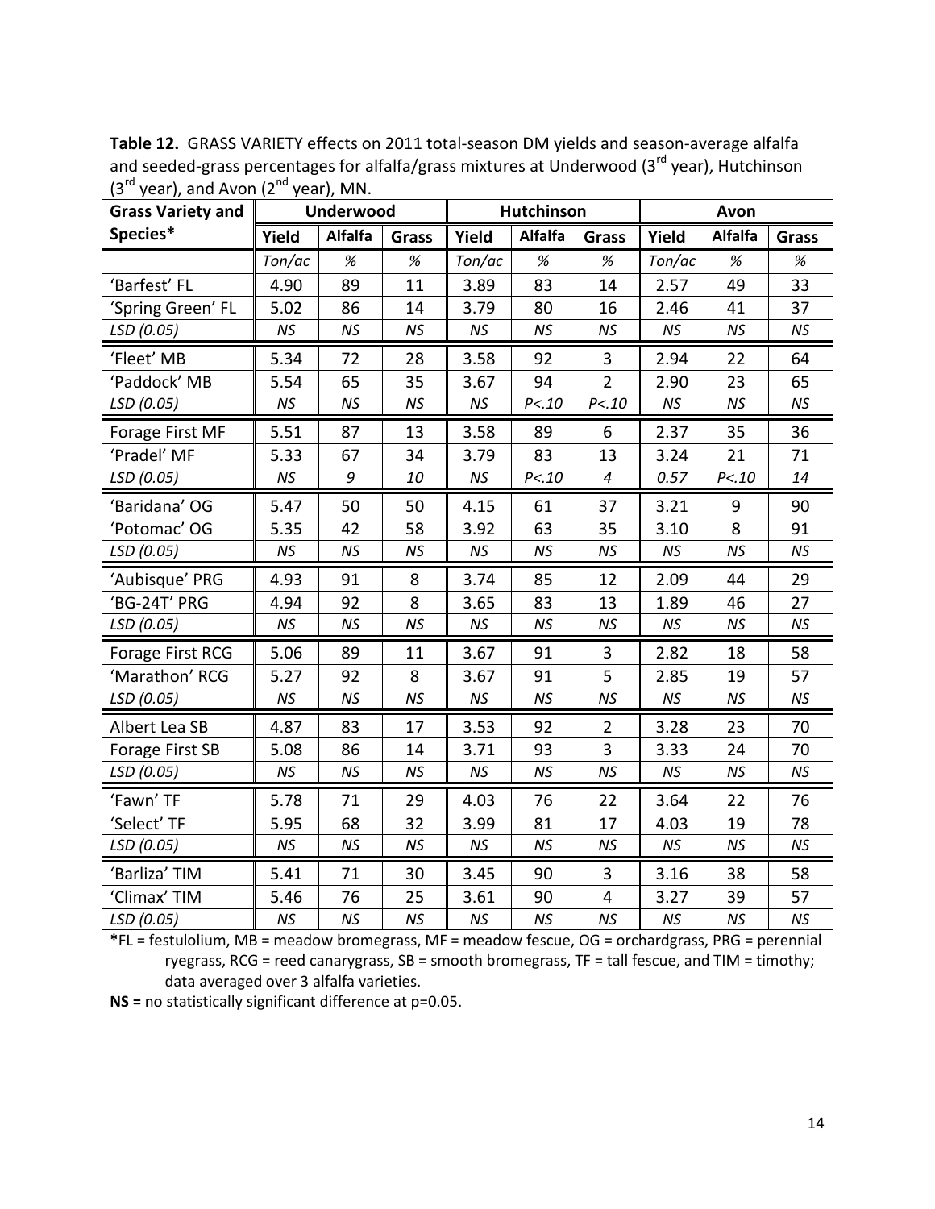**Table 12.** GRASS VARIETY effects on 2011 total-season DM yields and season-average alfalfa and seeded-grass percentages for alfalfa/grass mixtures at Underwood (3rd year), Hutchinson (3rd year), and Avon (2nd year), MN.

| Grass Variety and Species* | Underwood | | | Hutchinson | | | Avon | | |
|---|---|---|---|---|---|---|---|---|---|
| | Yield | Alfalfa | Grass | Yield | Alfalfa | Grass | Yield | Alfalfa | Grass |
| | *Ton/ac* | *%* | *%* | *Ton/ac* | *%* | *%* | *Ton/ac* | *%* | *%* |
| 'Barfest' FL | 4.90 | 89 | 11 | 3.89 | 83 | 14 | 2.57 | 49 | 33 |
| 'Spring Green' FL | 5.02 | 86 | 14 | 3.79 | 80 | 16 | 2.46 | 41 | 37 |
| *LSD (0.05)* | *NS* | *NS* | *NS* | *NS* | *NS* | *NS* | *NS* | *NS* | *NS* |
| 'Fleet' MB | 5.34 | 72 | 28 | 3.58 | 92 | 3 | 2.94 | 22 | 64 |
| 'Paddock' MB | 5.54 | 65 | 35 | 3.67 | 94 | 2 | 2.90 | 23 | 65 |
| *LSD (0.05)* | *NS* | *NS* | *NS* | *NS* | *P<.10* | *P<.10* | *NS* | *NS* | *NS* |
| Forage First MF | 5.51 | 87 | 13 | 3.58 | 89 | 6 | 2.37 | 35 | 36 |
| 'Pradel' MF | 5.33 | 67 | 34 | 3.79 | 83 | 13 | 3.24 | 21 | 71 |
| *LSD (0.05)* | *NS* | *9* | *10* | *NS* | *P<.10* | *4* | *0.57* | *P<.10* | *14* |
| 'Baridana' OG | 5.47 | 50 | 50 | 4.15 | 61 | 37 | 3.21 | 9 | 90 |
| 'Potomac' OG | 5.35 | 42 | 58 | 3.92 | 63 | 35 | 3.10 | 8 | 91 |
| *LSD (0.05)* | *NS* | *NS* | *NS* | *NS* | *NS* | *NS* | *NS* | *NS* | *NS* |
| 'Aubisque' PRG | 4.93 | 91 | 8 | 3.74 | 85 | 12 | 2.09 | 44 | 29 |
| 'BG-24T' PRG | 4.94 | 92 | 8 | 3.65 | 83 | 13 | 1.89 | 46 | 27 |
| *LSD (0.05)* | *NS* | *NS* | *NS* | *NS* | *NS* | *NS* | *NS* | *NS* | *NS* |
| Forage First RCG | 5.06 | 89 | 11 | 3.67 | 91 | 3 | 2.82 | 18 | 58 |
| 'Marathon' RCG | 5.27 | 92 | 8 | 3.67 | 91 | 5 | 2.85 | 19 | 57 |
| *LSD (0.05)* | *NS* | *NS* | *NS* | *NS* | *NS* | *NS* | *NS* | *NS* | *NS* |
| Albert Lea SB | 4.87 | 83 | 17 | 3.53 | 92 | 2 | 3.28 | 23 | 70 |
| Forage First SB | 5.08 | 86 | 14 | 3.71 | 93 | 3 | 3.33 | 24 | 70 |
| *LSD (0.05)* | *NS* | *NS* | *NS* | *NS* | *NS* | *NS* | *NS* | *NS* | *NS* |
| 'Fawn' TF | 5.78 | 71 | 29 | 4.03 | 76 | 22 | 3.64 | 22 | 76 |
| 'Select' TF | 5.95 | 68 | 32 | 3.99 | 81 | 17 | 4.03 | 19 | 78 |
| *LSD (0.05)* | *NS* | *NS* | *NS* | *NS* | *NS* | *NS* | *NS* | *NS* | *NS* |
| 'Barliza' TIM | 5.41 | 71 | 30 | 3.45 | 90 | 3 | 3.16 | 38 | 58 |
| 'Climax' TIM | 5.46 | 76 | 25 | 3.61 | 90 | 4 | 3.27 | 39 | 57 |
| *LSD (0.05)* | *NS* | *NS* | *NS* | *NS* | *NS* | *NS* | *NS* | *NS* | *NS* |

**\***FL = festulolium, MB = meadow bromegrass, MF = meadow fescue, OG = orchardgrass, PRG = perennial ryegrass, RCG = reed canarygrass, SB = smooth bromegrass, TF = tall fescue, and TIM = timothy; data averaged over 3 alfalfa varieties.

**NS =** no statistically significant difference at p=0.05.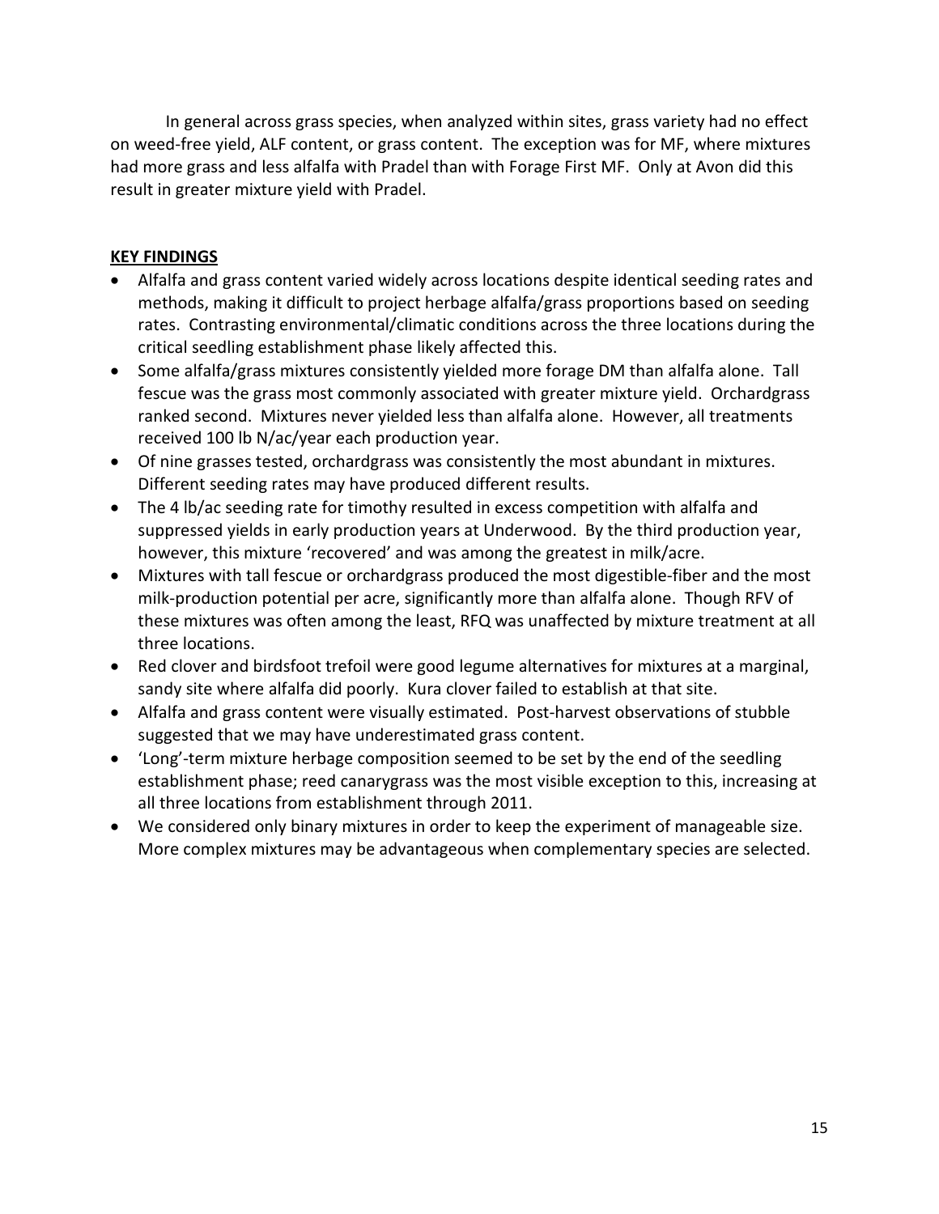In general across grass species, when analyzed within sites, grass variety had no effect on weed-free yield, ALF content, or grass content. The exception was for MF, where mixtures had more grass and less alfalfa with Pradel than with Forage First MF. Only at Avon did this result in greater mixture yield with Pradel.

## KEY FINDINGS

- Alfalfa and grass content varied widely across locations despite identical seeding rates and methods, making it difficult to project herbage alfalfa/grass proportions based on seeding rates. Contrasting environmental/climatic conditions across the three locations during the critical seedling establishment phase likely affected this.
- Some alfalfa/grass mixtures consistently yielded more forage DM than alfalfa alone. Tall fescue was the grass most commonly associated with greater mixture yield. Orchardgrass ranked second. Mixtures never yielded less than alfalfa alone. However, all treatments received 100 lb N/ac/year each production year.
- Of nine grasses tested, orchardgrass was consistently the most abundant in mixtures. Different seeding rates may have produced different results.
- The 4 lb/ac seeding rate for timothy resulted in excess competition with alfalfa and suppressed yields in early production years at Underwood. By the third production year, however, this mixture 'recovered' and was among the greatest in milk/acre.
- Mixtures with tall fescue or orchardgrass produced the most digestible-fiber and the most milk-production potential per acre, significantly more than alfalfa alone. Though RFV of these mixtures was often among the least, RFQ was unaffected by mixture treatment at all three locations.
- Red clover and birdsfoot trefoil were good legume alternatives for mixtures at a marginal, sandy site where alfalfa did poorly. Kura clover failed to establish at that site.
- Alfalfa and grass content were visually estimated. Post-harvest observations of stubble suggested that we may have underestimated grass content.
- 'Long'-term mixture herbage composition seemed to be set by the end of the seedling establishment phase; reed canarygrass was the most visible exception to this, increasing at all three locations from establishment through 2011.
- We considered only binary mixtures in order to keep the experiment of manageable size. More complex mixtures may be advantageous when complementary species are selected.